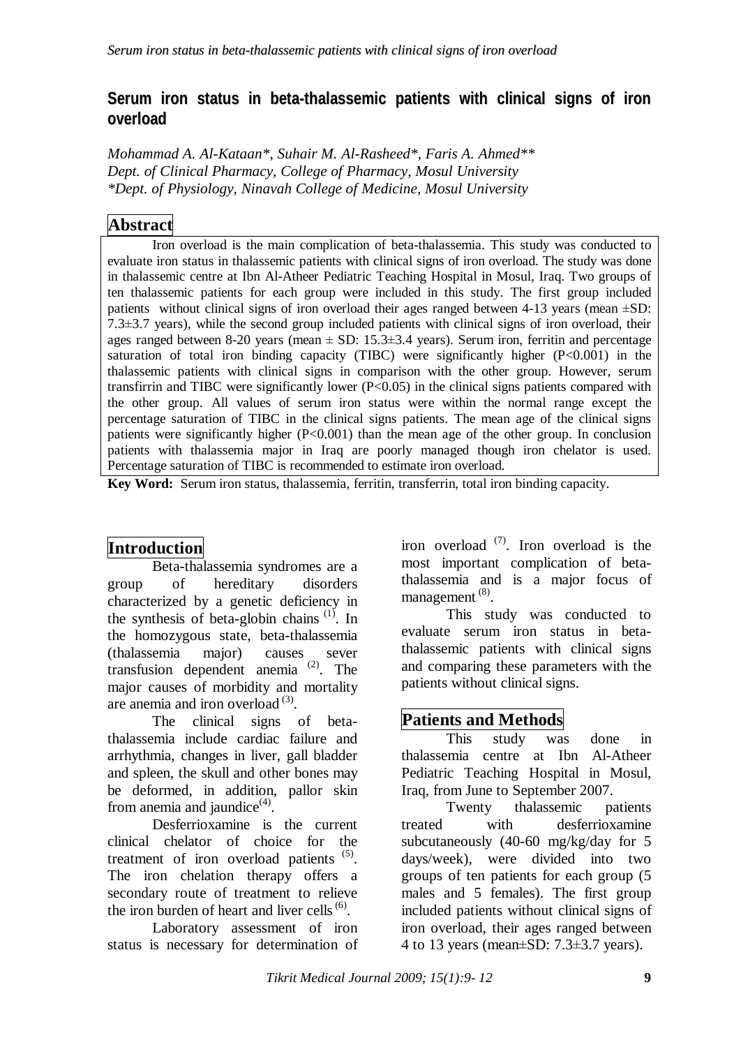# Serum iron status in beta-thalassemic patients with clinical signs of iron overload

*Mohammad A. Al-Kataan*, Suhair M. Al-Rasheed*, Faris A. Ahmed***
*Dept. of Clinical Pharmacy, College of Pharmacy, Mosul University*
**Dept. of Physiology, Ninavah College of Medicine, Mosul University*

## Abstract

Iron overload is the main complication of beta-thalassemia. This study was conducted to evaluate iron status in thalassemic patients with clinical signs of iron overload. The study was done in thalassemic centre at Ibn Al-Atheer Pediatric Teaching Hospital in Mosul, Iraq. Two groups of ten thalassemic patients for each group were included in this study. The first group included patients without clinical signs of iron overload their ages ranged between 4-13 years (mean ±SD: 7.3±3.7 years), while the second group included patients with clinical signs of iron overload, their ages ranged between 8-20 years (mean ± SD: 15.3±3.4 years). Serum iron, ferritin and percentage saturation of total iron binding capacity (TIBC) were significantly higher ($P<0.001$) in the thalassemic patients with clinical signs in comparison with the other group. However, serum transfirrin and TIBC were significantly lower ($P<0.05$) in the clinical signs patients compared with the other group. All values of serum iron status were within the normal range except the percentage saturation of TIBC in the clinical signs patients. The mean age of the clinical signs patients were significantly higher ($P<0.001$) than the mean age of the other group. In conclusion patients with thalassemia major in Iraq are poorly managed though iron chelator is used. Percentage saturation of TIBC is recommended to estimate iron overload.

**Key Word:** Serum iron status, thalassemia, ferritin, transferrin, total iron binding capacity.

## Introduction

Beta-thalassemia syndromes are a group of hereditary disorders characterized by a genetic deficiency in the synthesis of beta-globin chains [1]. In the homozygous state, beta-thalassemia (thalassemia major) causes sever transfusion dependent anemia [2]. The major causes of morbidity and mortality are anemia and iron overload [3].

The clinical signs of beta-thalassemia include cardiac failure and arrhythmia, changes in liver, gall bladder and spleen, the skull and other bones may be deformed, in addition, pallor skin from anemia and jaundice[4].

Desferrioxamine is the current clinical chelator of choice for the treatment of iron overload patients [5]. The iron chelation therapy offers a secondary route of treatment to relieve the iron burden of heart and liver cells [6].

Laboratory assessment of iron status is necessary for determination of iron overload [7]. Iron overload is the most important complication of beta-thalassemia and is a major focus of management [8].

This study was conducted to evaluate serum iron status in beta-thalassemic patients with clinical signs and comparing these parameters with the patients without clinical signs.

## Patients and Methods

This study was done in thalassemia centre at Ibn Al-Atheer Pediatric Teaching Hospital in Mosul, Iraq, from June to September 2007.

Twenty thalassemic patients treated with desferrioxamine subcutaneously (40-60 mg/kg/day for 5 days/week), were divided into two groups of ten patients for each group (5 males and 5 females). The first group included patients without clinical signs of iron overload, their ages ranged between 4 to 13 years (mean±SD: 7.3±3.7 years).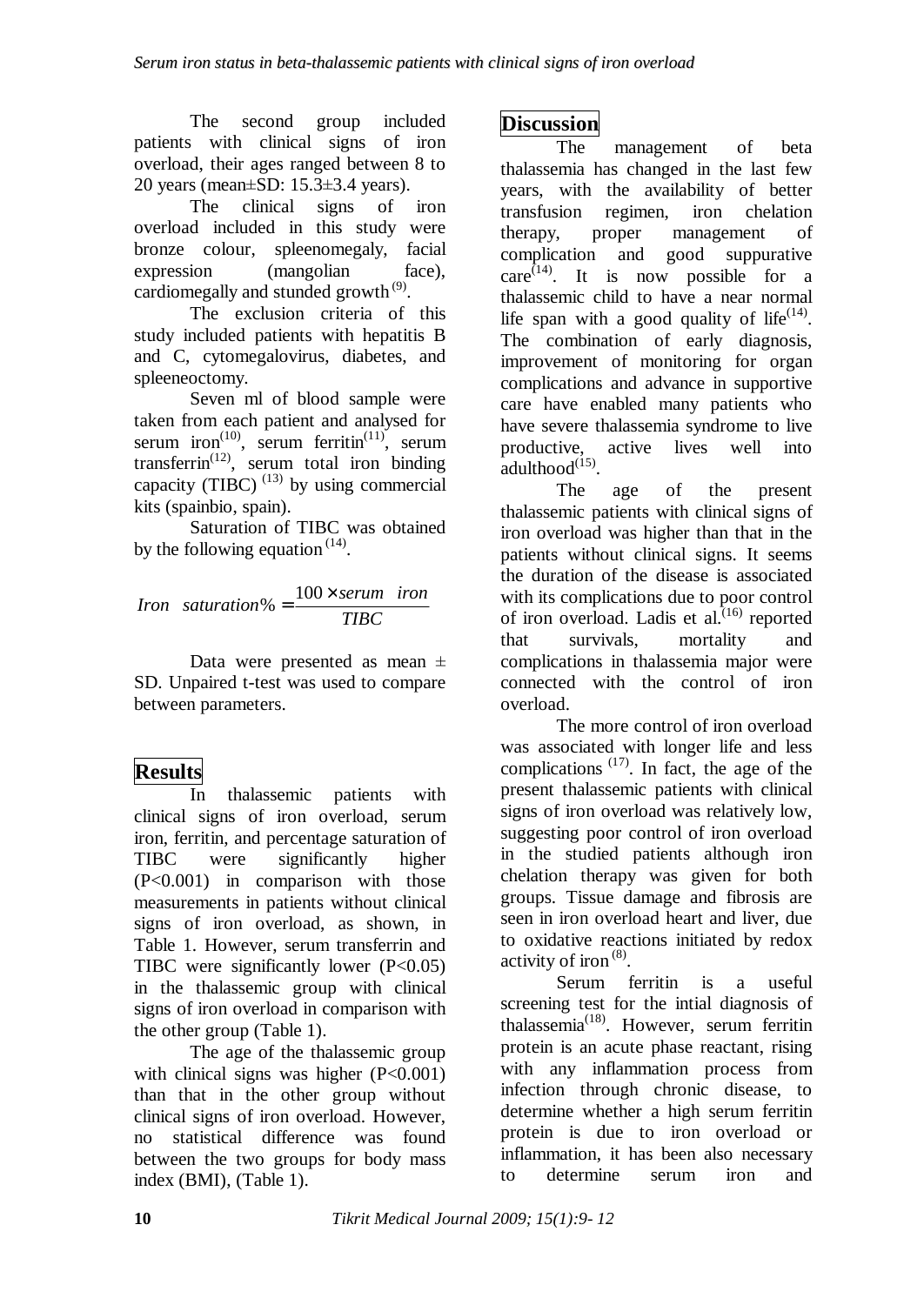The second group included patients with clinical signs of iron overload, their ages ranged between 8 to 20 years (mean±SD: 15.3±3.4 years).

The clinical signs of iron overload included in this study were bronze colour, spleenomegaly, facial expression (mangolian face), cardiomegally and stunded growth [9].

The exclusion criteria of this study included patients with hepatitis B and C, cytomegalovirus, diabetes, and spleeneoctomy.

Seven ml of blood sample were taken from each patient and analysed for serum iron[10], serum ferritin[11], serum transferrin[12], serum total iron binding capacity (TIBC) [13] by using commercial kits (spainbio, spain).

Saturation of TIBC was obtained by the following equation [14].

$$Iron \quad saturation\% = \frac{100 \times serum \quad iron}{TIBC}$$

Data were presented as mean ± SD. Unpaired t-test was used to compare between parameters.

## Results

In thalassemic patients with clinical signs of iron overload, serum iron, ferritin, and percentage saturation of TIBC were significantly higher ($P<0.001$) in comparison with those measurements in patients without clinical signs of iron overload, as shown, in Table 1. However, serum transferrin and TIBC were significantly lower ($P<0.05$) in the thalassemic group with clinical signs of iron overload in comparison with the other group (Table 1).

The age of the thalassemic group with clinical signs was higher ($P<0.001$) than that in the other group without clinical signs of iron overload. However, no statistical difference was found between the two groups for body mass index (BMI), (Table 1).

## Discussion

The management of beta thalassemia has changed in the last few years, with the availability of better transfusion regimen, iron chelation therapy, proper management of complication and good suppurative care[14]. It is now possible for a thalassemic child to have a near normal life span with a good quality of life[14]. The combination of early diagnosis, improvement of monitoring for organ complications and advance in supportive care have enabled many patients who have severe thalassemia syndrome to live productive, active lives well into adulthood[15].

The age of the present thalassemic patients with clinical signs of iron overload was higher than that in the patients without clinical signs. It seems the duration of the disease is associated with its complications due to poor control of iron overload. Ladis et al.[16] reported that survivals, mortality and complications in thalassemia major were connected with the control of iron overload.

The more control of iron overload was associated with longer life and less complications [17]. In fact, the age of the present thalassemic patients with clinical signs of iron overload was relatively low, suggesting poor control of iron overload in the studied patients although iron chelation therapy was given for both groups. Tissue damage and fibrosis are seen in iron overload heart and liver, due to oxidative reactions initiated by redox activity of iron [8].

Serum ferritin is a useful screening test for the intial diagnosis of thalassemia[18]. However, serum ferritin protein is an acute phase reactant, rising with any inflammation process from infection through chronic disease, to determine whether a high serum ferritin protein is due to iron overload or inflammation, it has been also necessary to determine serum iron and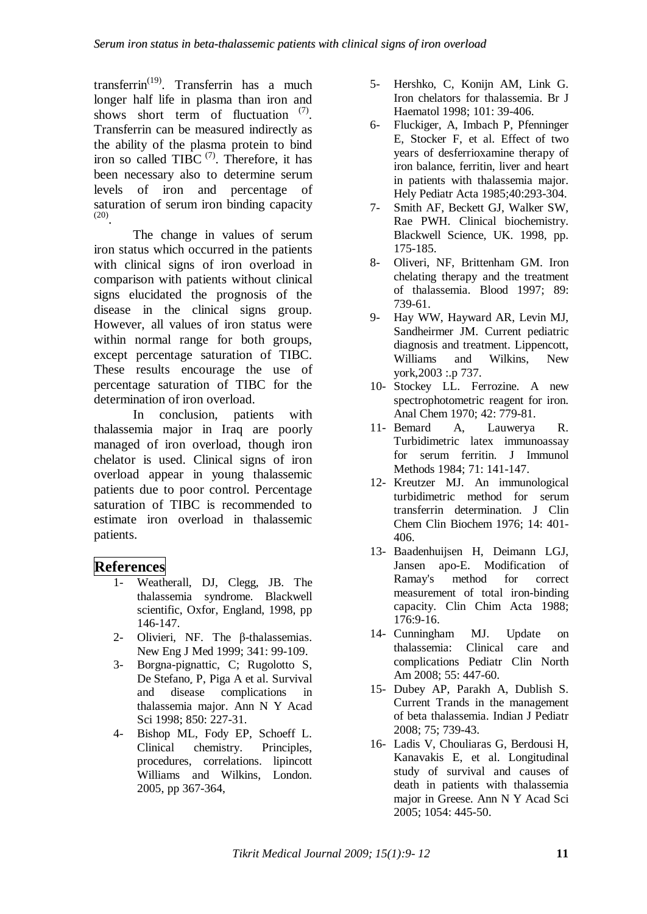transferrin[19]. Transferrin has a much longer half life in plasma than iron and shows short term of fluctuation [7]. Transferrin can be measured indirectly as the ability of the plasma protein to bind iron so called TIBC [7]. Therefore, it has been necessary also to determine serum levels of iron and percentage of saturation of serum iron binding capacity [20].

The change in values of serum iron status which occurred in the patients with clinical signs of iron overload in comparison with patients without clinical signs elucidated the prognosis of the disease in the clinical signs group. However, all values of iron status were within normal range for both groups, except percentage saturation of TIBC. These results encourage the use of percentage saturation of TIBC for the determination of iron overload.

In conclusion, patients with thalassemia major in Iraq are poorly managed of iron overload, though iron chelator is used. Clinical signs of iron overload appear in young thalassemic patients due to poor control. Percentage saturation of TIBC is recommended to estimate iron overload in thalassemic patients.

## References

1- Weatherall, DJ, Clegg, JB. The thalassemia syndrome. Blackwell scientific, Oxfor, England, 1998, pp 146-147.

2- Olivieri, NF. The β-thalassemias. New Eng J Med 1999; 341: 99-109.

3- Borgna-pignattic, C; Rugolotto S, De Stefano¸ P, Piga A et al. Survival and disease complications in thalassemia major. Ann N Y Acad Sci 1998; 850: 227-31.

4- Bishop ML, Fody EP, Schoeff L. Clinical chemistry. Principles, procedures, correlations. lipincott Williams and Wilkins, London. 2005, pp 367-364,

5- Hershko, C, Konijn AM, Link G. Iron chelators for thalassemia. Br J Haematol 1998; 101: 39-406.

6- Fluckiger, A, Imbach P, Pfenninger E, Stocker F, et al. Effect of two years of desferrioxamine therapy of iron balance, ferritin, liver and heart in patients with thalassemia major. Hely Pediatr Acta 1985;40:293-304.

7- Smith AF, Beckett GJ, Walker SW, Rae PWH. Clinical biochemistry. Blackwell Science, UK. 1998, pp. 175-185.

8- Oliveri, NF, Brittenham GM. Iron chelating therapy and the treatment of thalassemia. Blood 1997; 89: 739-61.

9- Hay WW, Hayward AR, Levin MJ, Sandheirmer JM. Current pediatric diagnosis and treatment. Lippencott, Williams and Wilkins, New york,2003 :.p 737.

10- Stockey LL. Ferrozine. A new spectrophotometric reagent for iron. Anal Chem 1970; 42: 779-81.

11- Bemard A, Lauwerya R. Turbidimetric latex immunoassay for serum ferritin. J Immunol Methods 1984; 71: 141-147.

12- Kreutzer MJ. An immunological turbidimetric method for serum transferrin determination. J Clin Chem Clin Biochem 1976; 14: 401-406.

13- Baadenhuijsen H, Deimann LGJ, Jansen apo-E. Modification of Ramay's method for correct measurement of total iron-binding capacity. Clin Chim Acta 1988; 176:9-16.

14- Cunningham MJ. Update on thalassemia: Clinical care and complications Pediatr Clin North Am 2008; 55: 447-60.

15- Dubey AP, Parakh A, Dublish S. Current Trands in the management of beta thalassemia. Indian J Pediatr 2008; 75; 739-43.

16- Ladis V, Chouliaras G, Berdousi H, Kanavakis E, et al. Longitudinal study of survival and causes of death in patients with thalassemia major in Greese. Ann N Y Acad Sci 2005; 1054: 445-50.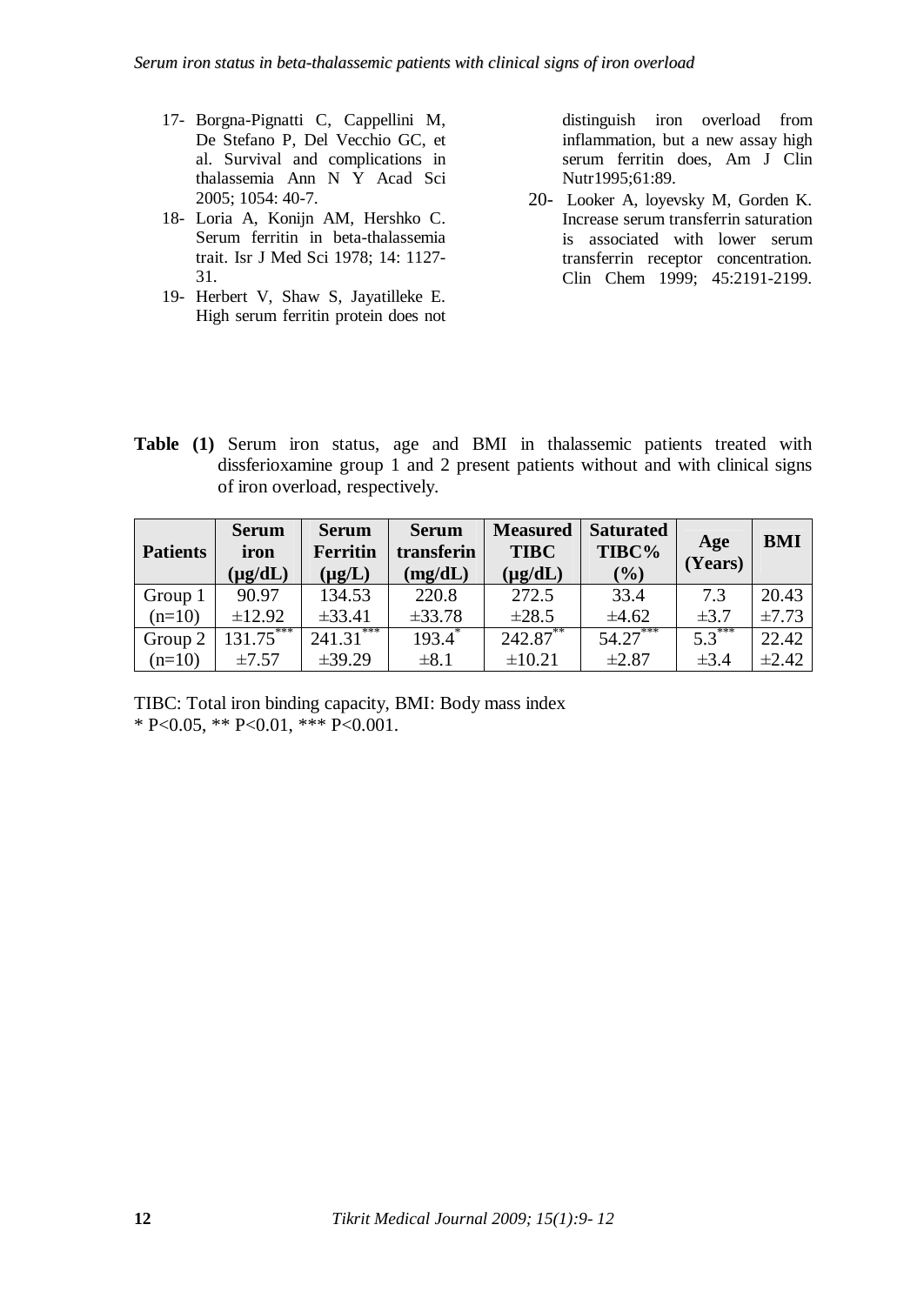17- Borgna-Pignatti C, Cappellini M, De Stefano P, Del Vecchio GC, et al. Survival and complications in thalassemia Ann N Y Acad Sci 2005; 1054: 40-7.

18- Loria A, Konijn AM, Hershko C. Serum ferritin in beta-thalassemia trait. Isr J Med Sci 1978; 14: 1127-31.

19- Herbert V, Shaw S, Jayatilleke E. High serum ferritin protein does not distinguish iron overload from inflammation, but a new assay high serum ferritin does, Am J Clin Nutr1995;61:89.

20- Looker A, loyevsky M, Gorden K. Increase serum transferrin saturation is associated with lower serum transferrin receptor concentration. Clin Chem 1999; 45:2191-2199.

**Table (1)** Serum iron status, age and BMI in thalassemic patients treated with dissferioxamine group 1 and 2 present patients without and with clinical signs of iron overload, respectively.

| Patients | Serum iron (μg/dL) | Serum Ferritin (μg/L) | Serum transferin (mg/dL) | Measured TIBC (μg/dL) | Saturated TIBC% (%) | Age (Years) | BMI |
|---|---|---|---|---|---|---|---|
| Group 1 (n=10) | 90.97 ±12.92 | 134.53 ±33.41 | 220.8 ±33.78 | 272.5 ±28.5 | 33.4 ±4.62 | 7.3 ±3.7 | 20.43 ±7.73 |
| Group 2 (n=10) | 131.75*** ±7.57 | 241.31*** ±39.29 | 193.4* ±8.1 | 242.87** ±10.21 | 54.27*** ±2.87 | 5.3*** ±3.4 | 22.42 ±2.42 |

TIBC: Total iron binding capacity, BMI: Body mass index
* $P<0.05$, ** $P<0.01$, *** $P<0.001$.